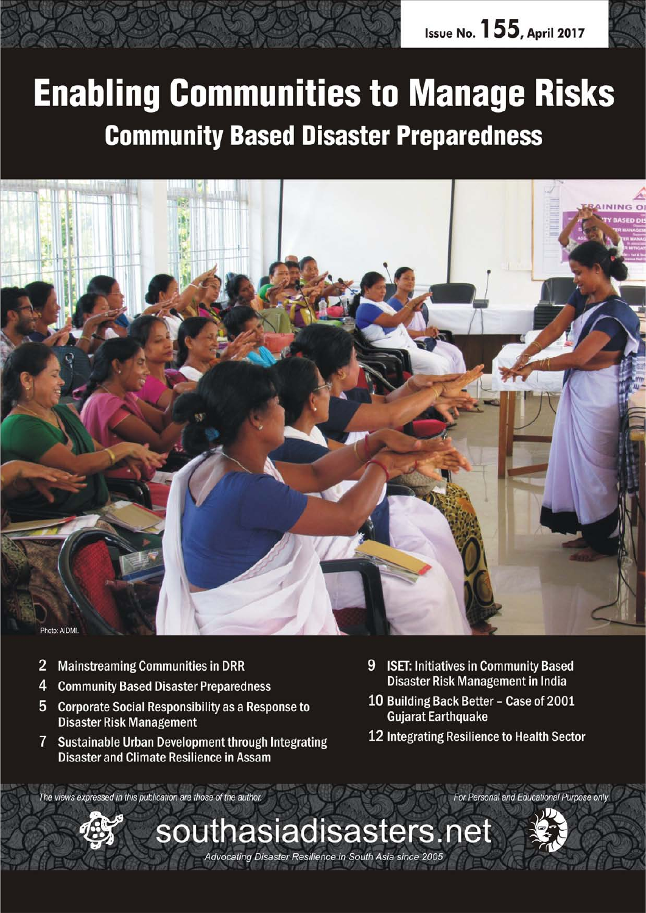Issue No. 155, April 2017

# Enabling Communities to Manage Risks

## Community Based Disaster Preparedness

Photo: AIDMI.

- 2 Mainstreaming Communities in DRR
- 4 Community Based Disaster Preparedness
- 5 Corporate Social Responsibility as a Response to Disaster Risk Management
- 7 Sustainable Urban Development through Integrating Disaster and Climate Resilience in Assam
- 9 ISET: Initiatives in Community Based Disaster Risk Management in India
- 10 Building Back Better – Case of 2001 Gujarat Earthquake
- 12 Integrating Resilience to Health Sector

*The views expressed in this publication are those of the author.*

*For Personal and Educational Purpose only*

southasiadisasters.net

*Advocating Disaster Resilience in South Asia since 2005*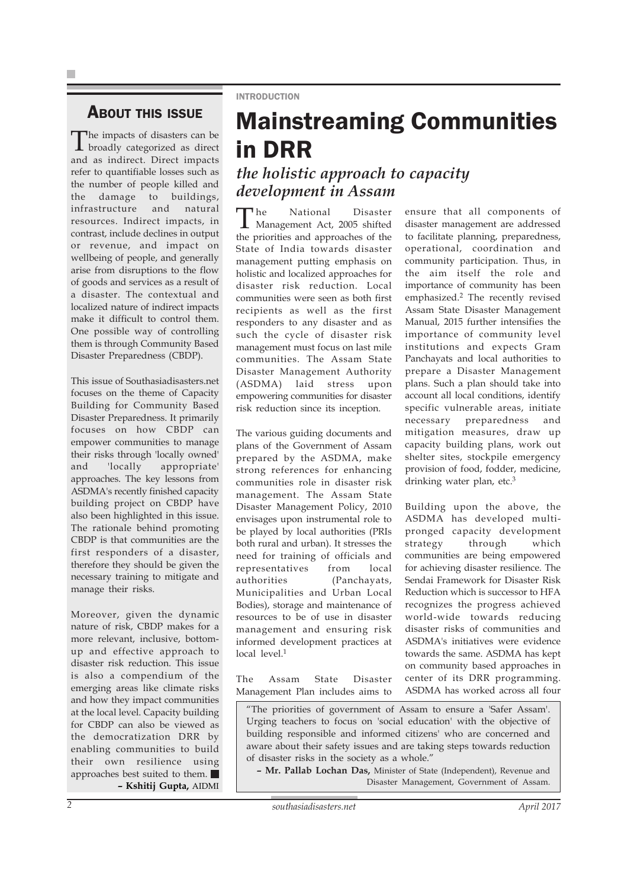## About this issue

The impacts of disasters can be broadly categorized as direct and as indirect. Direct impacts refer to quantifiable losses such as the number of people killed and the damage to buildings, infrastructure and natural resources. Indirect impacts, in contrast, include declines in output or revenue, and impact on wellbeing of people, and generally arise from disruptions to the flow of goods and services as a result of a disaster. The contextual and localized nature of indirect impacts make it difficult to control them. One possible way of controlling them is through Community Based Disaster Preparedness (CBDP).

This issue of Southasiadisasters.net focuses on the theme of Capacity Building for Community Based Disaster Preparedness. It primarily focuses on how CBDP can empower communities to manage their risks through 'locally owned' and 'locally appropriate' approaches. The key lessons from ASDMA's recently finished capacity building project on CBDP have also been highlighted in this issue. The rationale behind promoting CBDP is that communities are the first responders of a disaster, therefore they should be given the necessary training to mitigate and manage their risks.

Moreover, given the dynamic nature of risk, CBDP makes for a more relevant, inclusive, bottom-up and effective approach to disaster risk reduction. This issue is also a compendium of the emerging areas like climate risks and how they impact communities at the local level. Capacity building for CBDP can also be viewed as the democratization DRR by enabling communities to build their own resilience using approaches best suited to them. ■

**– Kshitij Gupta,** AIDMI

INTRODUCTION

# Mainstreaming Communities in DRR

## *the holistic approach to capacity development in Assam*

The National Disaster Management Act, 2005 shifted the priorities and approaches of the State of India towards disaster management putting emphasis on holistic and localized approaches for disaster risk reduction. Local communities were seen as both first recipients as well as the first responders to any disaster and as such the cycle of disaster risk management must focus on last mile communities. The Assam State Disaster Management Authority (ASDMA) laid stress upon empowering communities for disaster risk reduction since its inception.

The various guiding documents and plans of the Government of Assam prepared by the ASDMA, make strong references for enhancing communities role in disaster risk management. The Assam State Disaster Management Policy, 2010 envisages upon instrumental role to be played by local authorities (PRIs both rural and urban). It stresses the need for training of officials and representatives from local authorities (Panchayats, Municipalities and Urban Local Bodies), storage and maintenance of resources to be of use in disaster management and ensuring risk informed development practices at local level.[1]

The Assam State Disaster Management Plan includes aims to ensure that all components of disaster management are addressed to facilitate planning, preparedness, operational, coordination and community participation. Thus, in the aim itself the role and importance of community has been emphasized.[2] The recently revised Assam State Disaster Management Manual, 2015 further intensifies the importance of community level institutions and expects Gram Panchayats and local authorities to prepare a Disaster Management plans. Such a plan should take into account all local conditions, identify specific vulnerable areas, initiate necessary preparedness and mitigation measures, draw up capacity building plans, work out shelter sites, stockpile emergency provision of food, fodder, medicine, drinking water plan, etc.[3]

Building upon the above, the ASDMA has developed multi-pronged capacity development strategy through which communities are being empowered for achieving disaster resilience. The Sendai Framework for Disaster Risk Reduction which is successor to HFA recognizes the progress achieved world-wide towards reducing disaster risks of communities and ASDMA's initiatives were evidence towards the same. ASDMA has kept on community based approaches in center of its DRR programming. ASDMA has worked across all four

> "The priorities of government of Assam to ensure a 'Safer Assam'. Urging teachers to focus on 'social education' with the objective of building responsible and informed citizens' who are concerned and aware about their safety issues and are taking steps towards reduction of disaster risks in the society as a whole."
>
> **– Mr. Pallab Lochan Das,** Minister of State (Independent), Revenue and Disaster Management, Government of Assam.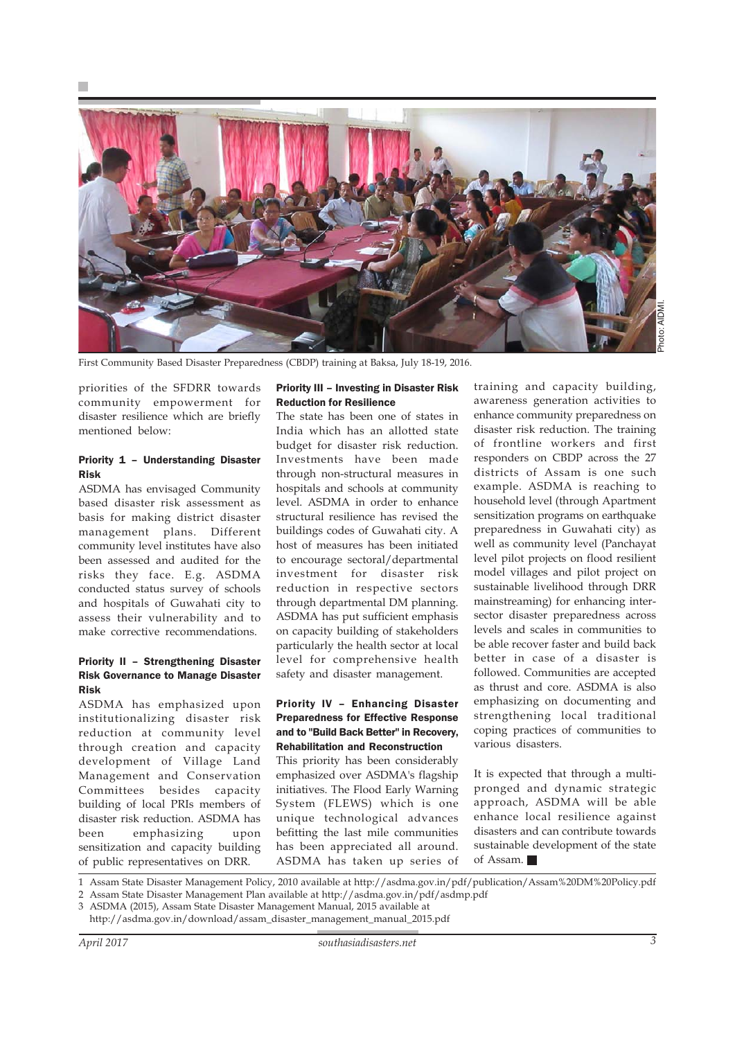First Community Based Disaster Preparedness (CBDP) training at Baksa, July 18-19, 2016.

priorities of the SFDRR towards community empowerment for disaster resilience which are briefly mentioned below:

#### Priority 1 – Understanding Disaster Risk

ASDMA has envisaged Community based disaster risk assessment as basis for making district disaster management plans. Different community level institutes have also been assessed and audited for the risks they face. E.g. ASDMA conducted status survey of schools and hospitals of Guwahati city to assess their vulnerability and to make corrective recommendations.

#### Priority II – Strengthening Disaster Risk Governance to Manage Disaster Risk

ASDMA has emphasized upon institutionalizing disaster risk reduction at community level through creation and capacity development of Village Land Management and Conservation Committees besides capacity building of local PRIs members of disaster risk reduction. ASDMA has been emphasizing upon sensitization and capacity building of public representatives on DRR.

#### Priority III – Investing in Disaster Risk Reduction for Resilience

The state has been one of states in India which has an allotted state budget for disaster risk reduction. Investments have been made through non-structural measures in hospitals and schools at community level. ASDMA in order to enhance structural resilience has revised the buildings codes of Guwahati city. A host of measures has been initiated to encourage sectoral/departmental investment for disaster risk reduction in respective sectors through departmental DM planning. ASDMA has put sufficient emphasis on capacity building of stakeholders particularly the health sector at local level for comprehensive health safety and disaster management.

#### Priority IV – Enhancing Disaster Preparedness for Effective Response and to "Build Back Better" in Recovery, Rehabilitation and Reconstruction

This priority has been considerably emphasized over ASDMA's flagship initiatives. The Flood Early Warning System (FLEWS) which is one unique technological advances befitting the last mile communities has been appreciated all around. ASDMA has taken up series of training and capacity building, awareness generation activities to enhance community preparedness on disaster risk reduction. The training of frontline workers and first responders on CBDP across the 27 districts of Assam is one such example. ASDMA is reaching to household level (through Apartment sensitization programs on earthquake preparedness in Guwahati city) as well as community level (Panchayat level pilot projects on flood resilient model villages and pilot project on sustainable livelihood through DRR mainstreaming) for enhancing inter-sector disaster preparedness across levels and scales in communities to be able recover faster and build back better in case of a disaster is followed. Communities are accepted as thrust and core. ASDMA is also emphasizing on documenting and strengthening local traditional coping practices of communities to various disasters.

It is expected that through a multi-pronged and dynamic strategic approach, ASDMA will be able enhance local resilience against disasters and can contribute towards sustainable development of the state of Assam. ■

1 Assam State Disaster Management Policy, 2010 available at http://asdma.gov.in/pdf/publication/Assam%20DM%20Policy.pdf
2 Assam State Disaster Management Plan available at http://asdma.gov.in/pdf/asdmp.pdf
3 ASDMA (2015), Assam State Disaster Management Manual, 2015 available at http://asdma.gov.in/download/assam_disaster_management_manual_2015.pdf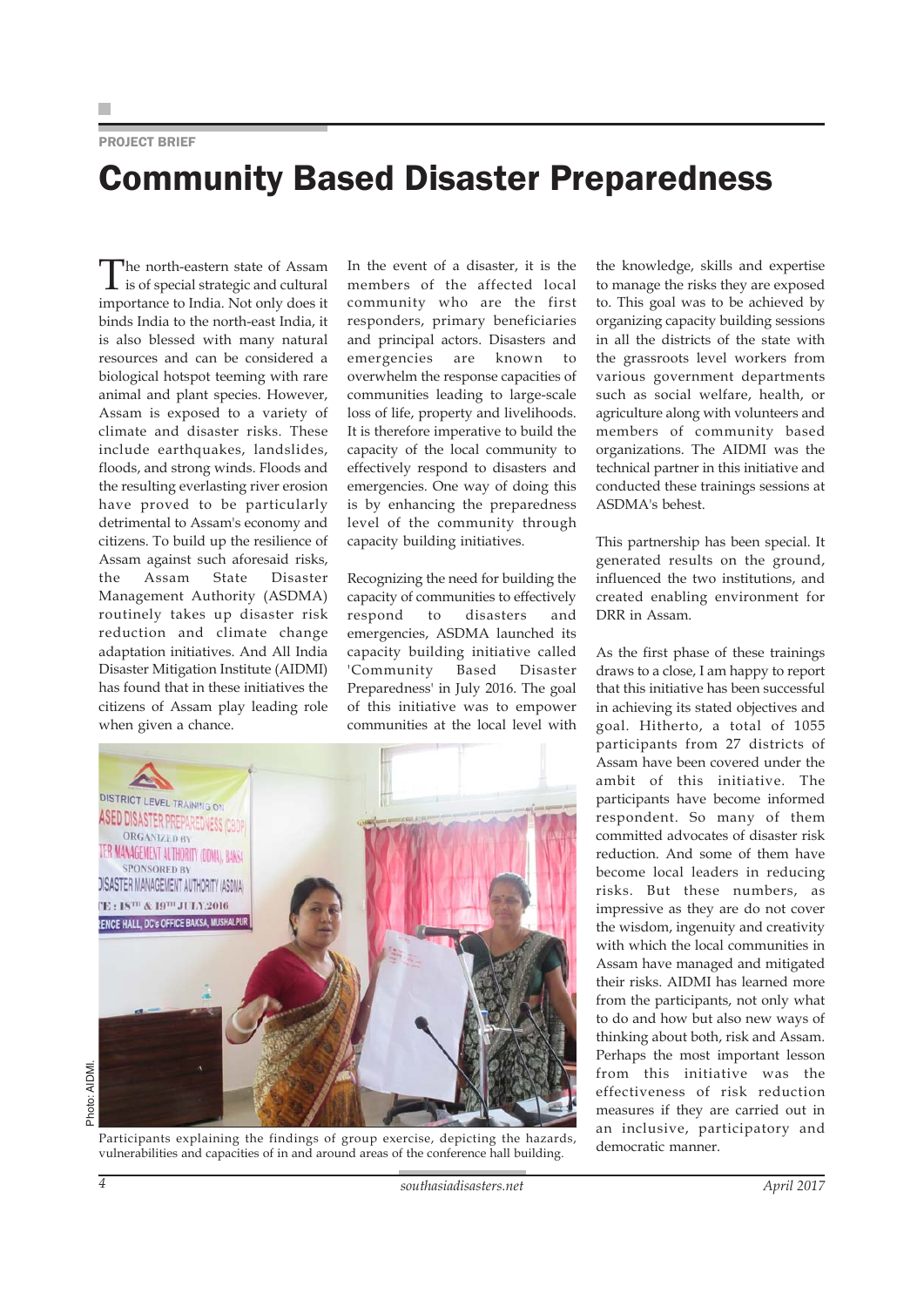PROJECT BRIEF

# Community Based Disaster Preparedness

The north-eastern state of Assam is of special strategic and cultural importance to India. Not only does it binds India to the north-east India, it is also blessed with many natural resources and can be considered a biological hotspot teeming with rare animal and plant species. However, Assam is exposed to a variety of climate and disaster risks. These include earthquakes, landslides, floods, and strong winds. Floods and the resulting everlasting river erosion have proved to be particularly detrimental to Assam's economy and citizens. To build up the resilience of Assam against such aforesaid risks, the Assam State Disaster Management Authority (ASDMA) routinely takes up disaster risk reduction and climate change adaptation initiatives. And All India Disaster Mitigation Institute (AIDMI) has found that in these initiatives the citizens of Assam play leading role when given a chance.

In the event of a disaster, it is the members of the affected local community who are the first responders, primary beneficiaries and principal actors. Disasters and emergencies are known to overwhelm the response capacities of communities leading to large-scale loss of life, property and livelihoods. It is therefore imperative to build the capacity of the local community to effectively respond to disasters and emergencies. One way of doing this is by enhancing the preparedness level of the community through capacity building initiatives.

Recognizing the need for building the capacity of communities to effectively respond to disasters and emergencies, ASDMA launched its capacity building initiative called 'Community Based Disaster Preparedness' in July 2016. The goal of this initiative was to empower communities at the local level with the knowledge, skills and expertise to manage the risks they are exposed to. This goal was to be achieved by organizing capacity building sessions in all the districts of the state with the grassroots level workers from various government departments such as social welfare, health, or agriculture along with volunteers and members of community based organizations. The AIDMI was the technical partner in this initiative and conducted these trainings sessions at ASDMA's behest.

Photo: AIDMI.

Participants explaining the findings of group exercise, depicting the hazards, vulnerabilities and capacities of in and around areas of the conference hall building.

This partnership has been special. It generated results on the ground, influenced the two institutions, and created enabling environment for DRR in Assam.

As the first phase of these trainings draws to a close, I am happy to report that this initiative has been successful in achieving its stated objectives and goal. Hitherto, a total of 1055 participants from 27 districts of Assam have been covered under the ambit of this initiative. The participants have become informed respondent. So many of them committed advocates of disaster risk reduction. And some of them have become local leaders in reducing risks. But these numbers, as impressive as they are do not cover the wisdom, ingenuity and creativity with which the local communities in Assam have managed and mitigated their risks. AIDMI has learned more from the participants, not only what to do and how but also new ways of thinking about both, risk and Assam. Perhaps the most important lesson from this initiative was the effectiveness of risk reduction measures if they are carried out in an inclusive, participatory and democratic manner.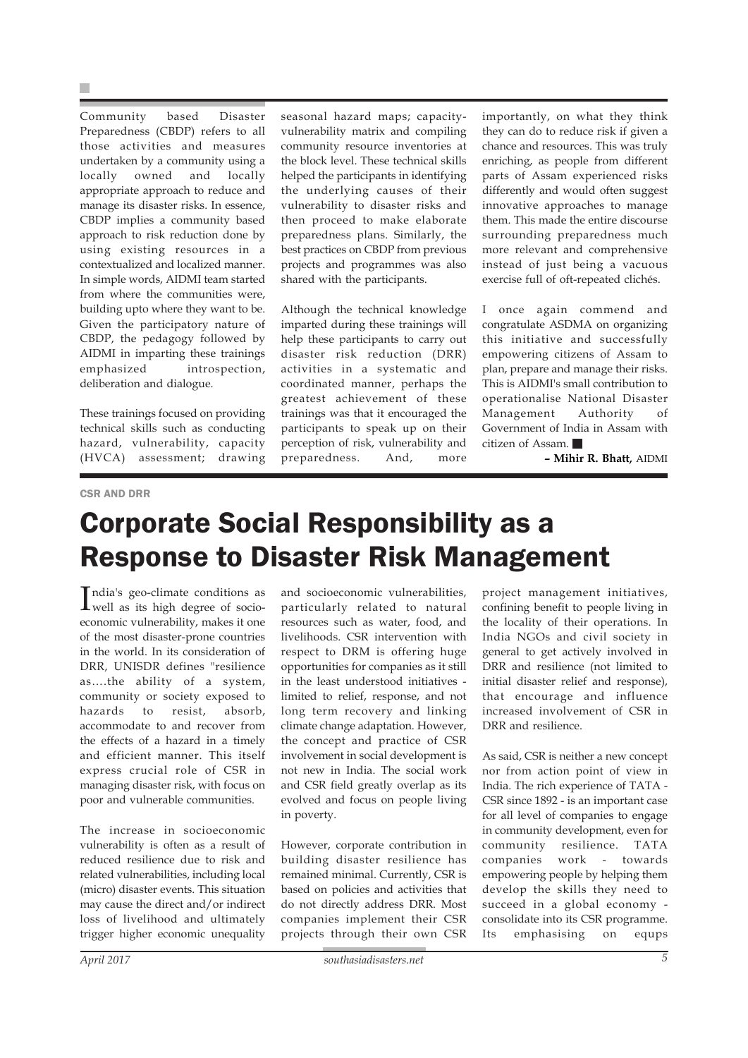Community based Disaster Preparedness (CBDP) refers to all those activities and measures undertaken by a community using a locally owned and locally appropriate approach to reduce and manage its disaster risks. In essence, CBDP implies a community based approach to risk reduction done by using existing resources in a contextualized and localized manner. In simple words, AIDMI team started from where the communities were, building upto where they want to be. Given the participatory nature of CBDP, the pedagogy followed by AIDMI in imparting these trainings emphasized introspection, deliberation and dialogue.

These trainings focused on providing technical skills such as conducting hazard, vulnerability, capacity (HVCA) assessment; drawing seasonal hazard maps; capacity-vulnerability matrix and compiling community resource inventories at the block level. These technical skills helped the participants in identifying the underlying causes of their vulnerability to disaster risks and then proceed to make elaborate preparedness plans. Similarly, the best practices on CBDP from previous projects and programmes was also shared with the participants.

Although the technical knowledge imparted during these trainings will help these participants to carry out disaster risk reduction (DRR) activities in a systematic and coordinated manner, perhaps the greatest achievement of these trainings was that it encouraged the participants to speak up on their perception of risk, vulnerability and preparedness. And, more importantly, on what they think they can do to reduce risk if given a chance and resources. This was truly enriching, as people from different parts of Assam experienced risks differently and would often suggest innovative approaches to manage them. This made the entire discourse surrounding preparedness much more relevant and comprehensive instead of just being a vacuous exercise full of oft-repeated clichés.

I once again commend and congratulate ASDMA on organizing this initiative and successfully empowering citizens of Assam to plan, prepare and manage their risks. This is AIDMI's small contribution to operationalise National Disaster Management Authority of Government of India in Assam with citizen of Assam. ■

**– Mihir R. Bhatt,** AIDMI

CSR AND DRR

# Corporate Social Responsibility as a Response to Disaster Risk Management

India's geo-climate conditions as well as its high degree of socio-economic vulnerability, makes it one of the most disaster-prone countries in the world. In its consideration of DRR, UNISDR defines "resilience as….the ability of a system, community or society exposed to hazards to resist, absorb, accommodate to and recover from the effects of a hazard in a timely and efficient manner. This itself express crucial role of CSR in managing disaster risk, with focus on poor and vulnerable communities.

The increase in socioeconomic vulnerability is often as a result of reduced resilience due to risk and related vulnerabilities, including local (micro) disaster events. This situation may cause the direct and/or indirect loss of livelihood and ultimately trigger higher economic unequality and socioeconomic vulnerabilities, particularly related to natural resources such as water, food, and livelihoods. CSR intervention with respect to DRM is offering huge opportunities for companies as it still in the least understood initiatives - limited to relief, response, and not long term recovery and linking climate change adaptation. However, the concept and practice of CSR involvement in social development is not new in India. The social work and CSR field greatly overlap as its evolved and focus on people living in poverty.

However, corporate contribution in building disaster resilience has remained minimal. Currently, CSR is based on policies and activities that do not directly address DRR. Most companies implement their CSR projects through their own CSR project management initiatives, confining benefit to people living in the locality of their operations. In India NGOs and civil society in general to get actively involved in DRR and resilience (not limited to initial disaster relief and response), that encourage and influence increased involvement of CSR in DRR and resilience.

As said, CSR is neither a new concept nor from action point of view in India. The rich experience of TATA - CSR since 1892 - is an important case for all level of companies to engage in community development, even for community resilience. TATA companies work - towards empowering people by helping them develop the skills they need to succeed in a global economy - consolidate into its CSR programme. Its emphasising on equps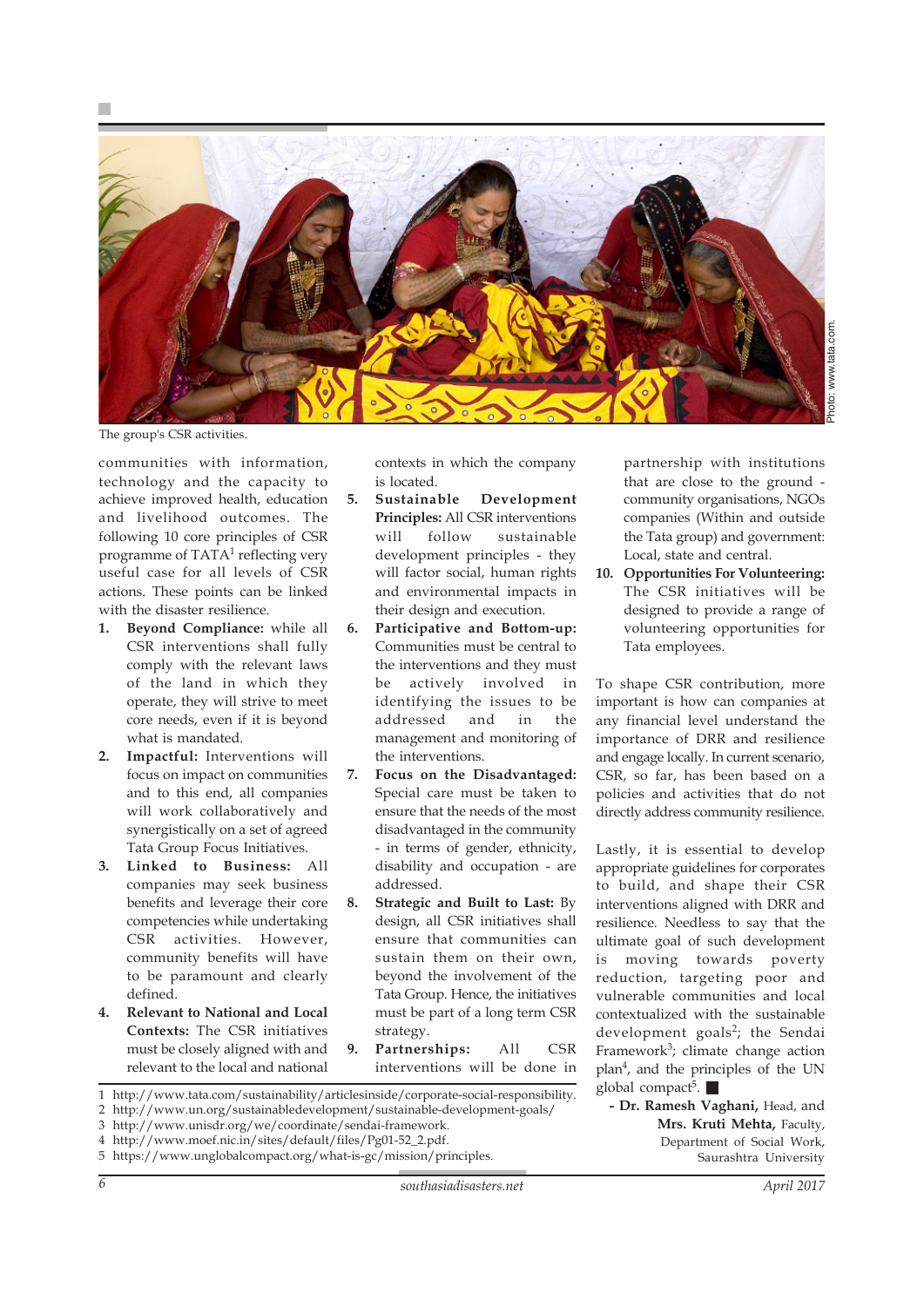The group's CSR activities.

Photo: www.tata.com.

communities with information, technology and the capacity to achieve improved health, education and livelihood outcomes. The following 10 core principles of CSR programme of TATA[1] reflecting very useful case for all levels of CSR actions. These points can be linked with the disaster resilience.

1. **Beyond Compliance:** while all CSR interventions shall fully comply with the relevant laws of the land in which they operate, they will strive to meet core needs, even if it is beyond what is mandated.
2. **Impactful:** Interventions will focus on impact on communities and to this end, all companies will work collaboratively and synergistically on a set of agreed Tata Group Focus Initiatives.
3. **Linked to Business:** All companies may seek business benefits and leverage their core competencies while undertaking CSR activities. However, community benefits will have to be paramount and clearly defined.
4. **Relevant to National and Local Contexts:** The CSR initiatives must be closely aligned with and relevant to the local and national contexts in which the company is located.
5. **Sustainable Development Principles:** All CSR interventions will follow sustainable development principles - they will factor social, human rights and environmental impacts in their design and execution.
6. **Participative and Bottom-up:** Communities must be central to the interventions and they must be actively involved in identifying the issues to be addressed and in the management and monitoring of the interventions.
7. **Focus on the Disadvantaged:** Special care must be taken to ensure that the needs of the most disadvantaged in the community - in terms of gender, ethnicity, disability and occupation - are addressed.
8. **Strategic and Built to Last:** By design, all CSR initiatives shall ensure that communities can sustain them on their own, beyond the involvement of the Tata Group. Hence, the initiatives must be part of a long term CSR strategy.
9. **Partnerships:** All CSR interventions will be done in partnership with institutions that are close to the ground - community organisations, NGOs companies (Within and outside the Tata group) and government: Local, state and central.
10. **Opportunities For Volunteering:** The CSR initiatives will be designed to provide a range of volunteering opportunities for Tata employees.

To shape CSR contribution, more important is how can companies at any financial level understand the importance of DRR and engage locally. In current scenario, CSR, so far, has been based on a policies and activities that do not directly address community resilience.

Lastly, it is essential to develop appropriate guidelines for corporates to build, and shape their CSR interventions aligned with DRR and resilience. Needless to say that the ultimate goal of such development is moving towards poverty reduction, targeting poor and vulnerable communities and local contextualized with the sustainable development goals[2]; the Sendai Framework[3]; climate change action plan[4], and the principles of the UN global compact[5]. ■

**- Dr. Ramesh Vaghani,** Head, and **Mrs. Kruti Mehta,** Faculty,
Department of Social Work,
Saurashtra University

1 http://www.tata.com/sustainability/articlesinside/corporate-social-responsibility.
2 http://www.un.org/sustainabledevelopment/sustainable-development-goals/
3 http://www.unisdr.org/we/coordinate/sendai-framework.
4 http://www.moef.nic.in/sites/default/files/Pg01-52_2.pdf.
5 https://www.unglobalcompact.org/what-is-gc/mission/principles.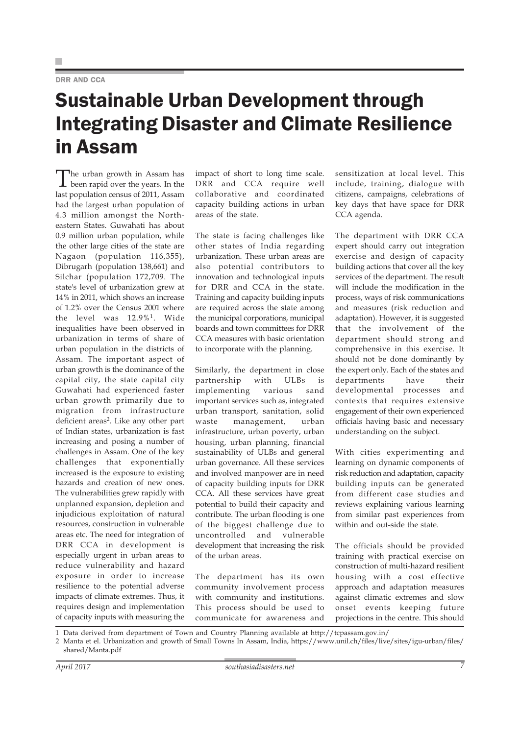DRR AND CCA

# Sustainable Urban Development through Integrating Disaster and Climate Resilience in Assam

The urban growth in Assam has been rapid over the years. In the last population census of 2011, Assam had the largest urban population of 4.3 million amongst the North-eastern States. Guwahati has about 0.9 million urban population, while the other large cities of the state are Nagaon (population 116,355), Dibrugarh (population 138,661) and Silchar (population 172,709. The state's level of urbanization grew at 14% in 2011, which shows an increase of 1.2% over the Census 2001 where the level was 12.9%[1]. Wide inequalities have been observed in urbanization in terms of share of urban population in the districts of Assam. The important aspect of urban growth is the dominance of the capital city, the state capital city Guwahati had experienced faster urban growth primarily due to migration from infrastructure deficient areas[2]. Like any other part of Indian states, urbanization is fast increasing and posing a number of challenges in Assam. One of the key challenges that exponentially increased is the exposure to existing hazards and creation of new ones. The vulnerabilities grew rapidly with unplanned expansion, depletion and injudicious exploitation of natural resources, construction in vulnerable areas etc. The need for integration of DRR CCA in development is especially urgent in urban areas to reduce vulnerability and hazard exposure in order to increase resilience to the potential adverse impacts of climate extremes. Thus, it requires design and implementation of capacity inputs with measuring the impact of short to long time scale. DRR and CCA require well collaborative and coordinated capacity building actions in urban areas of the state.

The state is facing challenges like other states of India regarding urbanization. These urban areas are also potential contributors to innovation and technological inputs for DRR and CCA in the state. Training and capacity building inputs are required across the state among the municipal corporations, municipal boards and town committees for DRR CCA measures with basic orientation to incorporate with the planning.

Similarly, the department in close partnership with ULBs is implementing various sand important services such as, integrated urban transport, sanitation, solid waste management, urban infrastructure, urban poverty, urban housing, urban planning, financial sustainability of ULBs and general urban governance. All these services and involved manpower are in need of capacity building inputs for DRR CCA. All these services have great potential to build their capacity and contribute. The urban flooding is one of the biggest challenge due to uncontrolled and vulnerable development that increasing the risk of the urban areas.

The department has its own community involvement process with community and institutions. This process should be used to communicate for awareness and sensitization at local level. This include, training, dialogue with citizens, campaigns, celebrations of key days that have space for DRR CCA agenda.

The department with DRR CCA expert should carry out integration exercise and design of capacity building actions that cover all the key services of the department. The result will include the modification in the process, ways of risk communications and measures (risk reduction and adaptation). However, it is suggested that the involvement of the department should strong and comprehensive in this exercise. It should not be done dominantly by the expert only. Each of the states and departments have their developmental processes and contexts that requires extensive engagement of their own experienced officials having basic and necessary understanding on the subject.

With cities experimenting and learning on dynamic components of risk reduction and adaptation, capacity building inputs can be generated from different case studies and reviews explaining various learning from similar past experiences from within and out-side the state.

The officials should be provided training with practical exercise on construction of multi-hazard resilient housing with a cost effective approach and adaptation measures against climatic extremes and slow onset events keeping future projections in the centre. This should

1 Data derived from department of Town and Country Planning available at http://tcpassam.gov.in/

2 Manta et el. Urbanization and growth of Small Towns In Assam, India, https://www.unil.ch/files/live/sites/igu-urban/files/shared/Manta.pdf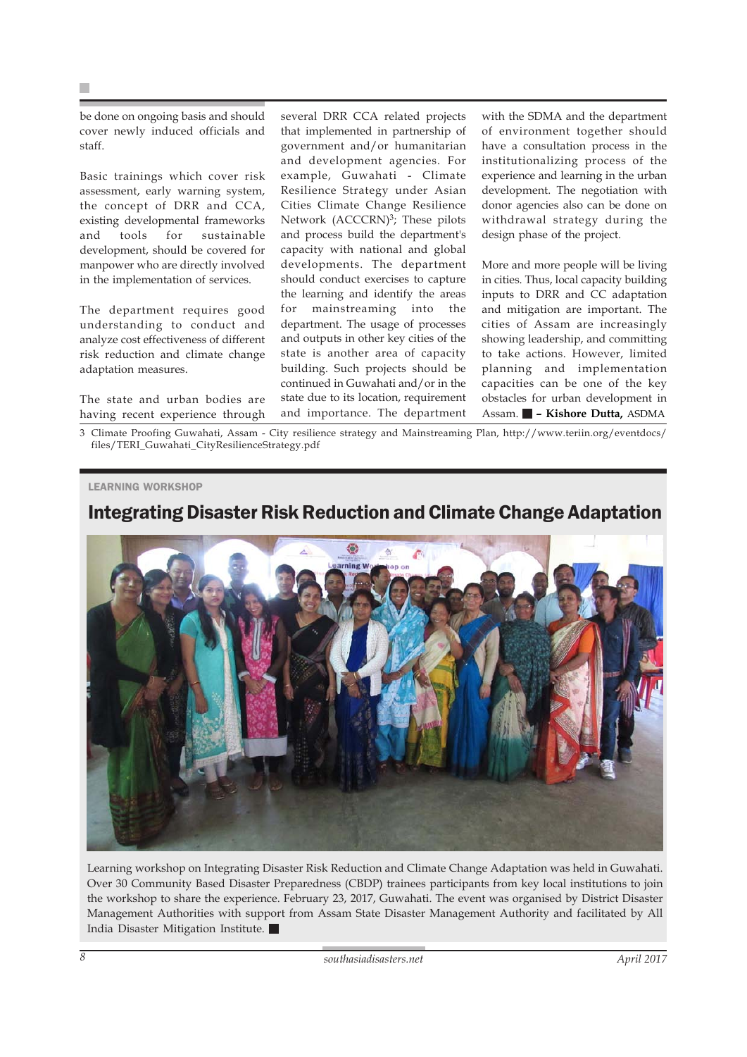be done on ongoing basis and should cover newly induced officials and staff.

Basic trainings which cover risk assessment, early warning system, the concept of DRR and CCA, existing developmental frameworks and tools for sustainable development, should be covered for manpower who are directly involved in the implementation of services.

The department requires good understanding to conduct and analyze cost effectiveness of different risk reduction and climate change adaptation measures.

The state and urban bodies are having recent experience through several DRR CCA related projects that implemented in partnership of government and/or humanitarian and development agencies. For example, Guwahati - Climate Resilience Strategy under Asian Cities Climate Change Resilience Network (ACCCRN)[3]; These pilots and process build the department's capacity with national and global developments. The department should conduct exercises to capture the learning and identify the areas for mainstreaming into the department. The usage of processes and outputs in other key cities of the state is another area of capacity building. Such projects should be continued in Guwahati and/or in the state due to its location, requirement and importance. The department with the SDMA and the department of environment together should have a consultation process in the institutionalizing process of the experience and learning in the urban development. The negotiation with donor agencies also can be done on withdrawal strategy during the design phase of the project.

More and more people will be living in cities. Thus, local capacity building inputs to DRR and CC adaptation and mitigation are important. The cities of Assam are increasingly showing leadership, and committing to take actions. However, limited planning and implementation capacities can be one of the key obstacles for urban development in Assam. ■ **– Kishore Dutta,** ASDMA

3 Climate Proofing Guwahati, Assam - City resilience strategy and Mainstreaming Plan, http://www.teriin.org/eventdocs/files/TERI_Guwahati_CityResilienceStrategy.pdf

LEARNING WORKSHOP

## Integrating Disaster Risk Reduction and Climate Change Adaptation

Learning workshop on Integrating Disaster Risk Reduction and Climate Change Adaptation was held in Guwahati. Over 30 Community Based Disaster Preparedness (CBDP) trainees participants from key local institutions to join the workshop to share the experience. February 23, 2017, Guwahati. The event was organised by District Disaster Management Authorities with support from Assam State Disaster Management Authority and facilitated by All India Disaster Mitigation Institute. ■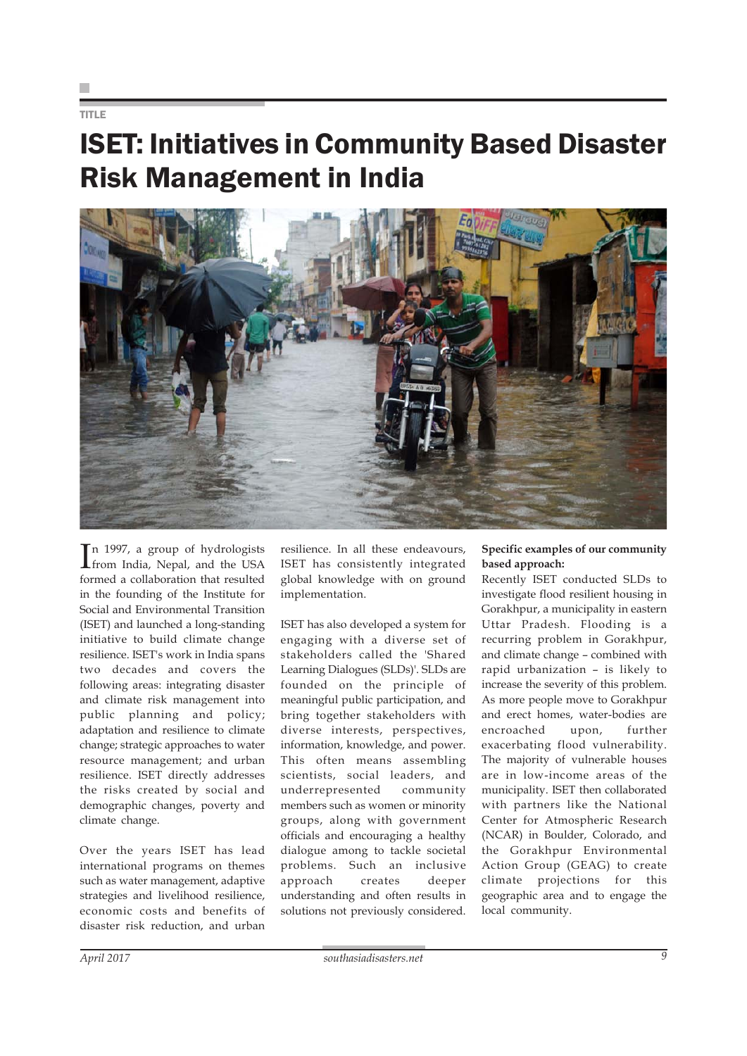TITLE

# ISET: Initiatives in Community Based Disaster Risk Management in India

In 1997, a group of hydrologists from India, Nepal, and the USA formed a collaboration that resulted in the founding of the Institute for Social and Environmental Transition (ISET) and launched a long-standing initiative to build climate change resilience. ISET's work in India spans two decades and covers the following areas: integrating disaster and climate risk management into public planning and policy; adaptation and resilience to climate change; strategic approaches to water resource management; and urban resilience. ISET directly addresses the risks created by social and demographic changes, poverty and climate change.

Over the years ISET has lead international programs on themes such as water management, adaptive strategies and livelihood resilience, economic costs and benefits of disaster risk reduction, and urban resilience. In all these endeavours, ISET has consistently integrated global knowledge with on ground implementation.

ISET has also developed a system for engaging with a diverse set of stakeholders called the 'Shared Learning Dialogues (SLDs)'. SLDs are founded on the principle of meaningful public participation, and bring together stakeholders with diverse interests, perspectives, information, knowledge, and power. This often means assembling scientists, social leaders, and underrepresented community members such as women or minority groups, along with government officials and encouraging a healthy dialogue among to tackle societal problems. Such an inclusive approach creates deeper understanding and often results in solutions not previously considered.

**Specific examples of our community based approach:**

Recently ISET conducted SLDs to investigate flood resilient housing in Gorakhpur, a municipality in eastern Uttar Pradesh. Flooding is a recurring problem in Gorakhpur, and climate change – combined with rapid urbanization – is likely to increase the severity of this problem. As more people move to Gorakhpur and erect homes, water-bodies are encroached upon, further exacerbating flood vulnerability. The majority of vulnerable houses are in low-income areas of the municipality. ISET then collaborated with partners like the National Center for Atmospheric Research (NCAR) in Boulder, Colorado, and the Gorakhpur Environmental Action Group (GEAG) to create climate projections for this geographic area and to engage the local community.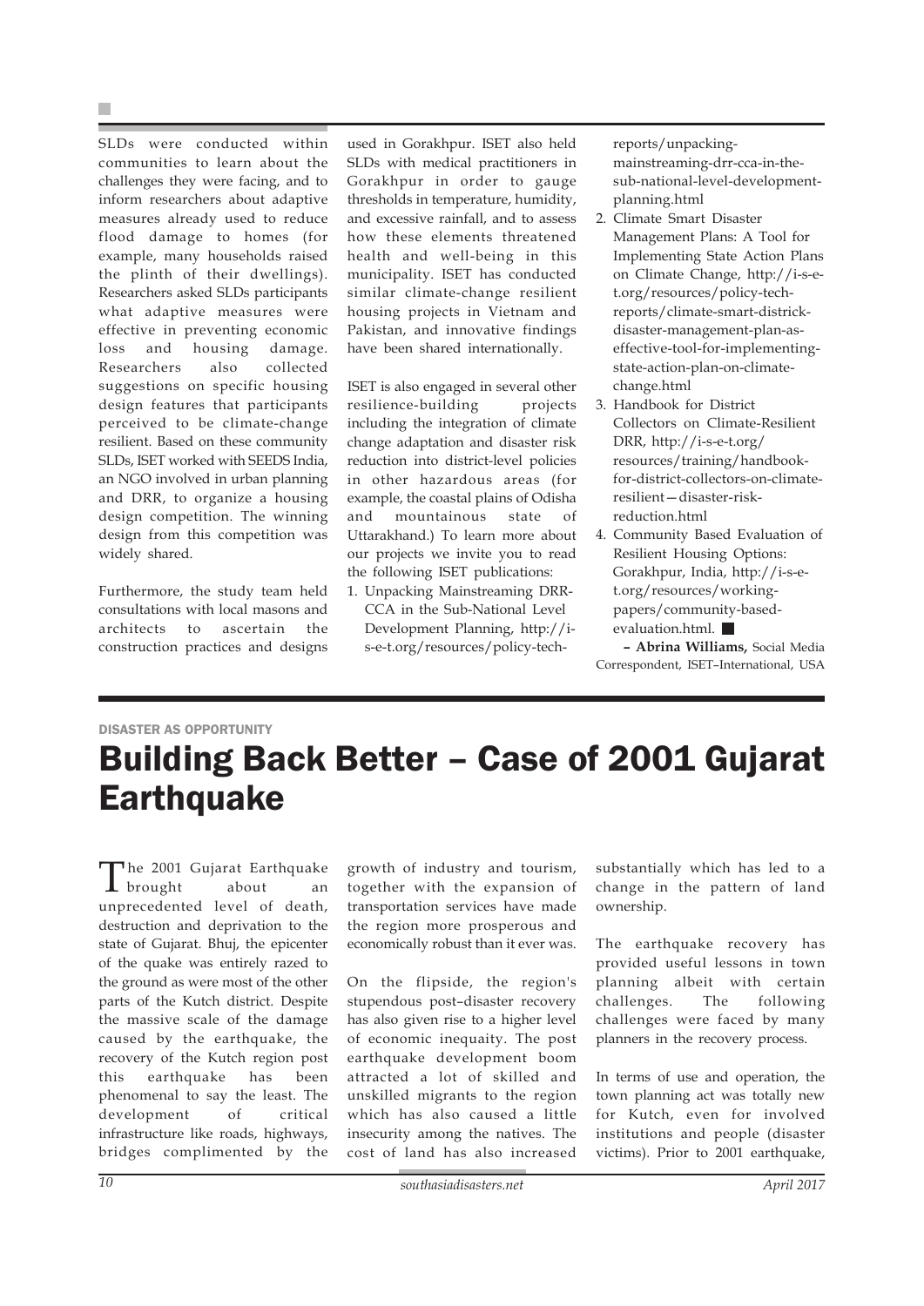SLDs were conducted within communities to learn about the challenges they were facing, and to inform researchers about adaptive measures already used to reduce flood damage to homes (for example, many households raised the plinth of their dwellings). Researchers asked SLDs participants what adaptive measures were effective in preventing economic loss and housing damage. Researchers also collected suggestions on specific housing design features that participants perceived to be climate-change resilient. Based on these community SLDs, ISET worked with SEEDS India, an NGO involved in urban planning and DRR, to organize a housing design competition. The winning design from this competition was widely shared.

Furthermore, the study team held consultations with local masons and architects to ascertain the construction practices and designs used in Gorakhpur. ISET also held SLDs with medical practitioners in Gorakhpur in order to gauge thresholds in temperature, humidity, and excessive rainfall, and to assess how these elements threatened health and well-being in this municipality. ISET has conducted similar climate-change resilient housing projects in Vietnam and Pakistan, and innovative findings have been shared internationally.

ISET is also engaged in several other resilience-building projects including the integration of climate change adaptation and disaster risk reduction into district-level policies in other hazardous areas (for example, the coastal plains of Odisha and mountainous state of Uttarakhand.) To learn more about our projects we invite you to read the following ISET publications:

1. Unpacking Mainstreaming DRR-CCA in the Sub-National Level Development Planning, http://i-s-e-t.org/resources/policy-tech-reports/unpacking-mainstreaming-drr-cca-in-the-sub-national-level-development-planning.html
2. Climate Smart Disaster Management Plans: A Tool for Implementing State Action Plans on Climate Change, http://i-s-e-t.org/resources/policy-tech-reports/climate-smart-districk-disaster-management-plan-as-effective-tool-for-implementing-state-action-plan-on-climate-change.html
3. Handbook for District Collectors on Climate-Resilient DRR, http://i-s-e-t.org/resources/training/handbook-for-district-collectors-on-climate-resilient—disaster-risk-reduction.html
4. Community Based Evaluation of Resilient Housing Options: Gorakhpur, India, http://i-s-e-t.org/resources/working-papers/community-based-evaluation.html.

**– Abrina Williams,** Social Media Correspondent, ISET–International, USA

DISASTER AS OPPORTUNITY

# Building Back Better – Case of 2001 Gujarat Earthquake

The 2001 Gujarat Earthquake brought about an unprecedented level of death, destruction and deprivation to the state of Gujarat. Bhuj, the epicenter of the quake was entirely razed to the ground as were most of the other parts of the Kutch district. Despite the massive scale of the damage caused by the earthquake, the recovery of the Kutch region post this earthquake has been phenomenal to say the least. The development of critical infrastructure like roads, highways, bridges complimented by the growth of industry and tourism, together with the expansion of transportation services have made the region more prosperous and economically robust than it ever was.

On the flipside, the region's stupendous post–disaster recovery has also given rise to a higher level of economic inequaity. The post earthquake development boom attracted a lot of skilled and unskilled migrants to the region which has also caused a little insecurity among the natives. The cost of land has also increased substantially which has led to a change in the pattern of land ownership.

The earthquake recovery has provided useful lessons in town planning albeit with certain challenges. The following challenges were faced by many planners in the recovery process.

In terms of use and operation, the town planning act was totally new for Kutch, even for involved institutions and people (disaster victims). Prior to 2001 earthquake,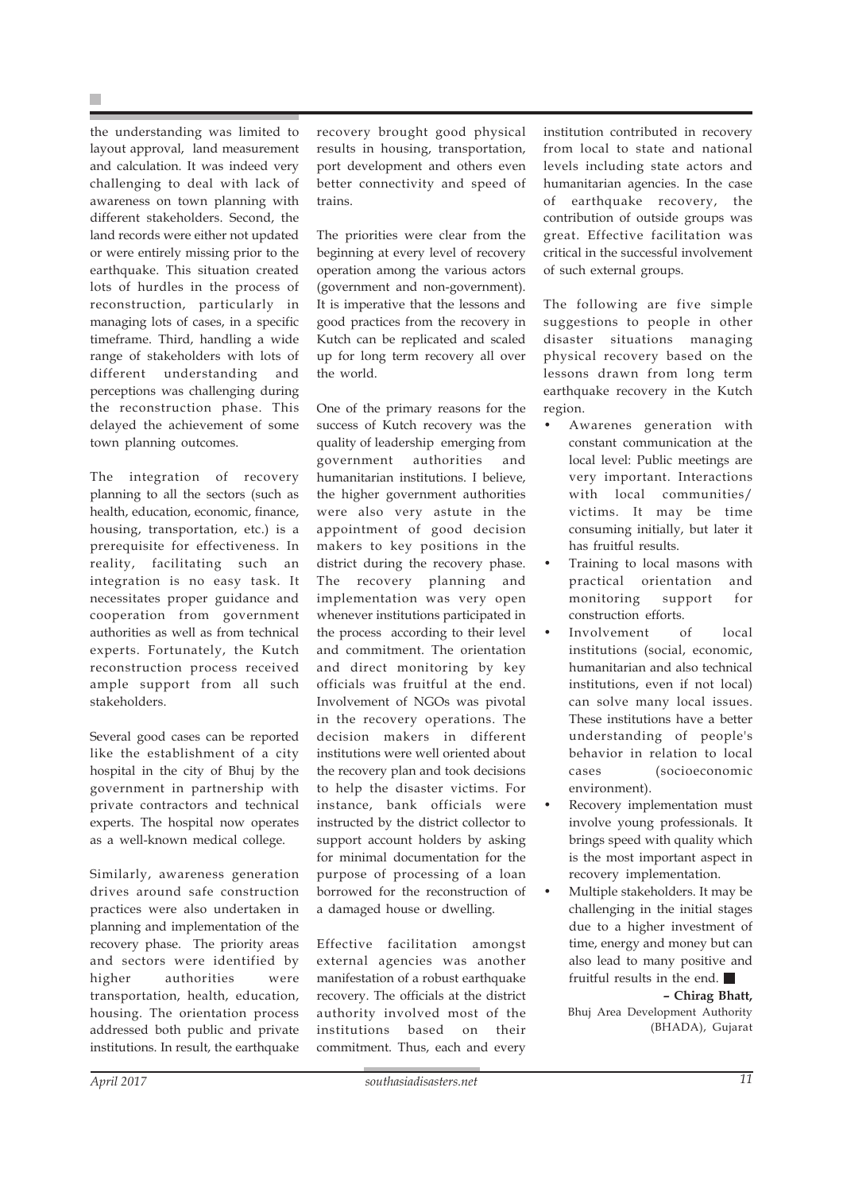the understanding was limited to layout approval, land measurement and calculation. It was indeed very challenging to deal with lack of awareness on town planning with different stakeholders. Second, the land records were either not updated or were entirely missing prior to the earthquake. This situation created lots of hurdles in the process of reconstruction, particularly in managing lots of cases, in a specific timeframe. Third, handling a wide range of stakeholders with lots of different understanding and perceptions was challenging during the reconstruction phase. This delayed the achievement of some town planning outcomes.

The integration of recovery planning to all the sectors (such as health, education, economic, finance, housing, transportation, etc.) is a prerequisite for effectiveness. In reality, facilitating such an integration is no easy task. It necessitates proper guidance and cooperation from government authorities as well as from technical experts. Fortunately, the Kutch reconstruction process received ample support from all such stakeholders.

Several good cases can be reported like the establishment of a city hospital in the city of Bhuj by the government in partnership with private contractors and technical experts. The hospital now operates as a well-known medical college.

Similarly, awareness generation drives around safe construction practices were also undertaken in planning and implementation of the recovery phase. The priority areas and sectors were identified by higher authorities were transportation, health, education, housing. The orientation process addressed both public and private institutions. In result, the earthquake recovery brought good physical results in housing, transportation, port development and others even better connectivity and speed of trains.

The priorities were clear from the beginning at every level of recovery operation among the various actors (government and non-government). It is imperative that the lessons and good practices from the recovery in Kutch can be replicated and scaled up for long term recovery all over the world.

One of the primary reasons for the success of Kutch recovery was the quality of leadership emerging from government authorities and humanitarian institutions. I believe, the higher government authorities were also very astute in the appointment of good decision makers to key positions in the district during the recovery phase. The recovery planning and implementation was very open whenever institutions participated in the process according to their level and commitment. The orientation and direct monitoring by key officials was fruitful at the end. Involvement of NGOs was pivotal in the recovery operations. The decision makers in different institutions were well oriented about the recovery plan and took decisions to help the disaster victims. For instance, bank officials were instructed by the district collector to support account holders by asking for minimal documentation for the purpose of processing of a loan borrowed for the reconstruction of a damaged house or dwelling.

Effective facilitation amongst external agencies was another manifestation of a robust earthquake recovery. The officials at the district authority involved most of the institutions based on their commitment. Thus, each and every institution contributed in recovery from local to state and national levels including state actors and humanitarian agencies. In the case of earthquake recovery, the contribution of outside groups was great. Effective facilitation was critical in the successful involvement of such external groups.

The following are five simple suggestions to people in other disaster situations managing physical recovery based on the lessons drawn from long term earthquake recovery in the Kutch region.

- Awarenes generation with constant communication at the local level: Public meetings are very important. Interactions with local communities/ victims. It may be time consuming initially, but later it has fruitful results.
- Training to local masons with practical orientation and monitoring support for construction efforts.
- Involvement of local institutions (social, economic, humanitarian and also technical institutions, even if not local) can solve many local issues. These institutions have a better understanding of people's behavior in relation to local cases (socioeconomic environment).
- Recovery implementation must involve young professionals. It brings speed with quality which is the most important aspect in recovery implementation.
- Multiple stakeholders. It may be challenging in the initial stages due to a higher investment of time, energy and money but can also lead to many positive and fruitful results in the end. ■

**– Chirag Bhatt,**
Bhuj Area Development Authority (BHADA), Gujarat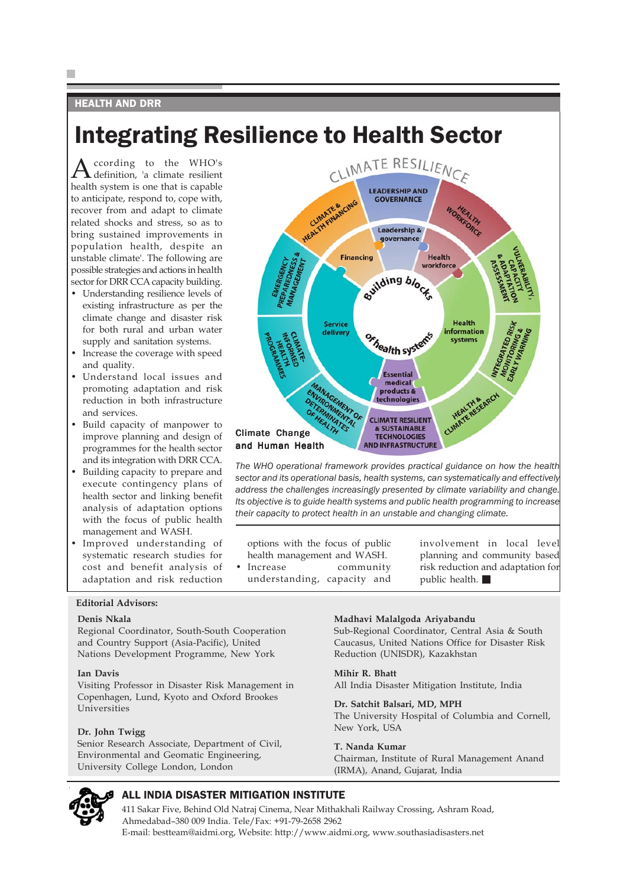HEALTH AND DRR

# Integrating Resilience to Health Sector

According to the WHO's definition, 'a climate resilient health system is one that is capable to anticipate, respond to, cope with, recover from and adapt to climate related shocks and stress, so as to bring sustained improvements in population health, despite an unstable climate'. The following are possible strategies and actions in health sector for DRR CCA capacity building.

- Understanding resilience levels of existing infrastructure as per the climate change and disaster risk for both rural and urban water supply and sanitation systems.
- Increase the coverage with speed and quality.
- Understand local issues and promoting adaptation and risk reduction in both infrastructure and services.
- Build capacity of manpower to improve planning and design of programmes for the health sector and its integration with DRR CCA.
- Building capacity to prepare and execute contingency plans of health sector and linking benefit analysis of adaptation options with the focus of public health management and WASH.
- Improved understanding of systematic research studies for cost and benefit analysis of adaptation and risk reduction options with the focus of public health management and WASH.
- Increase community understanding, capacity and involvement in local level planning and community based risk reduction and adaptation for public health. ■

CLIMATE RESILIENCE
LEADERSHIP AND GOVERNANCE
HEALTH WORKFORCE
VULNERABILITY, CAPACITY & ADAPTATION ASSESSMENT
INTEGRATED RISK MONITORING & EARLY WARNING
HEALTH & CLIMATE RESEARCH
CLIMATE RESILIENT & SUSTAINABLE TECHNOLOGIES AND INFRASTRUCTURE
MANAGEMENT OF ENVIRONMENTAL DETERMINANTS OF HEALTH
CLIMATE-INFORMED HEALTH PROGRAMMES
EMERGENCY PREPAREDNESS & MANAGEMENT
CLIMATE & HEALTH FINANCING
Leadership & governance
Health workforce
Health information systems
Essential medical products & technologies
Service delivery
Financing
Building blocks of health systems

Climate Change and Human Health

*The WHO operational framework provides practical guidance on how the health sector and its operational basis, health systems, can systematically and effectively address the challenges increasingly presented by climate variability and change. Its objective is to guide health systems and public health programming to increase their capacity to protect health in an unstable and changing climate.*

**Editorial Advisors:**

**Denis Nkala**
Regional Coordinator, South-South Cooperation and Country Support (Asia-Pacific), United Nations Development Programme, New York

**Ian Davis**
Visiting Professor in Disaster Risk Management in Copenhagen, Lund, Kyoto and Oxford Brookes Universities

**Dr. John Twigg**
Senior Research Associate, Department of Civil, Environmental and Geomatic Engineering, University College London, London

**Madhavi Malalgoda Ariyabandu**
Sub-Regional Coordinator, Central Asia & South Caucasus, United Nations Office for Disaster Risk Reduction (UNISDR), Kazakhstan

**Mihir R. Bhatt**
All India Disaster Mitigation Institute, India

**Dr. Satchit Balsari, MD, MPH**
The University Hospital of Columbia and Cornell, New York, USA

**T. Nanda Kumar**
Chairman, Institute of Rural Management Anand (IRMA), Anand, Gujarat, India

**ALL INDIA DISASTER MITIGATION INSTITUTE**
411 Sakar Five, Behind Old Natraj Cinema, Near Mithakhali Railway Crossing, Ashram Road, Ahmedabad–380 009 India. Tele/Fax: +91-79-2658 2962
E-mail: bestteam@aidmi.org, Website: http://www.aidmi.org, www.southasiadisasters.net